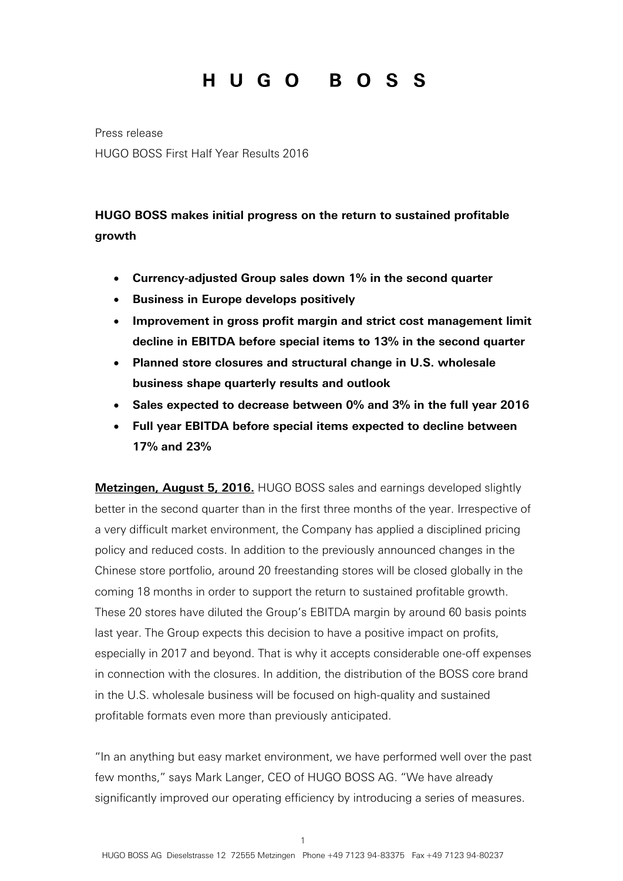# H U G O B O S S

Press release

HUGO BOSS First Half Year Results 2016

**HUGO BOSS makes initial progress on the return to sustained profitable growth**

- **Currency-adjusted Group sales down 1% in the second quarter**
- **Business in Europe develops positively**
- **Improvement in gross profit margin and strict cost management limit decline in EBITDA before special items to 13% in the second quarter**
- **Planned store closures and structural change in U.S. wholesale business shape quarterly results and outlook**
- **Sales expected to decrease between 0% and 3% in the full year 2016**
- **Full year EBITDA before special items expected to decline between 17% and 23%**

**Metzingen, August 5, 2016.** HUGO BOSS sales and earnings developed slightly better in the second quarter than in the first three months of the year. Irrespective of a very difficult market environment, the Company has applied a disciplined pricing policy and reduced costs. In addition to the previously announced changes in the Chinese store portfolio, around 20 freestanding stores will be closed globally in the coming 18 months in order to support the return to sustained profitable growth. These 20 stores have diluted the Group's EBITDA margin by around 60 basis points last year. The Group expects this decision to have a positive impact on profits, especially in 2017 and beyond. That is why it accepts considerable one-off expenses in connection with the closures. In addition, the distribution of the BOSS core brand in the U.S. wholesale business will be focused on high-quality and sustained profitable formats even more than previously anticipated.

"In an anything but easy market environment, we have performed well over the past few months," says Mark Langer, CEO of HUGO BOSS AG. "We have already significantly improved our operating efficiency by introducing a series of measures.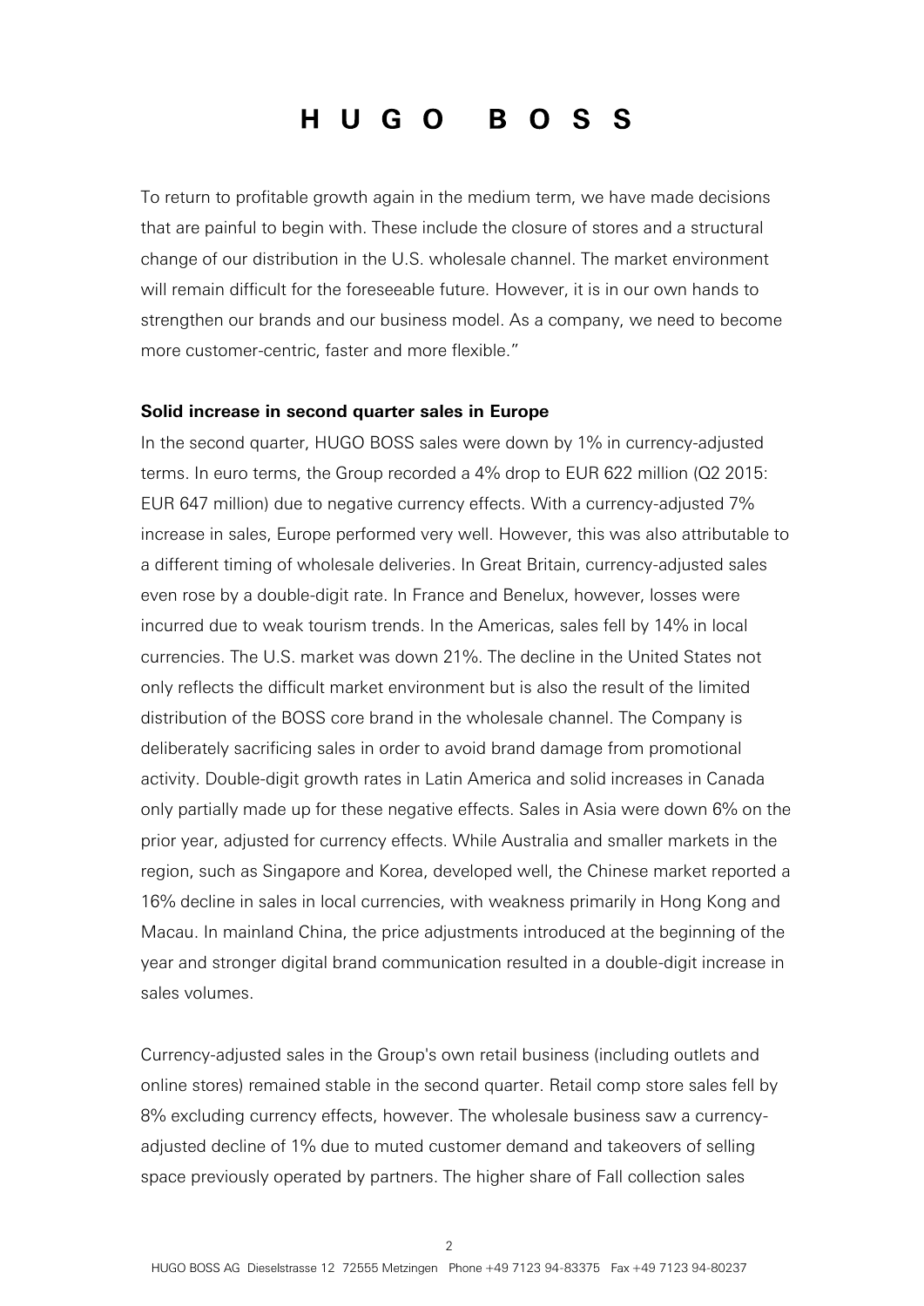To return to profitable growth again in the medium term, we have made decisions that are painful to begin with. These include the closure of stores and a structural change of our distribution in the U.S. wholesale channel. The market environment will remain difficult for the foreseeable future. However, it is in our own hands to strengthen our brands and our business model. As a company, we need to become more customer-centric, faster and more flexible."

**Solid increase in second quarter sales in Europe**

In the second quarter, HUGO BOSS sales were down by 1% in currency-adjusted terms. In euro terms, the Group recorded a 4% drop to EUR 622 million (Q2 2015: EUR 647 million) due to negative currency effects. With a currency-adjusted 7% increase in sales, Europe performed very well. However, this was also attributable to a different timing of wholesale deliveries. In Great Britain, currency-adjusted sales even rose by a double-digit rate. In France and Benelux, however, losses were incurred due to weak tourism trends. In the Americas, sales fell by 14% in local currencies. The U.S. market was down 21%. The decline in the United States not only reflects the difficult market environment but is also the result of the limited distribution of the BOSS core brand in the wholesale channel. The Company is deliberately sacrificing sales in order to avoid brand damage from promotional activity. Double-digit growth rates in Latin America and solid increases in Canada only partially made up for these negative effects. Sales in Asia were down 6% on the prior year, adjusted for currency effects. While Australia and smaller markets in the region, such as Singapore and Korea, developed well, the Chinese market reported a 16% decline in sales in local currencies, with weakness primarily in Hong Kong and Macau. In mainland China, the price adjustments introduced at the beginning of the year and stronger digital brand communication resulted in a double-digit increase in sales volumes.

Currency-adjusted sales in the Group's own retail business (including outlets and online stores) remained stable in the second quarter. Retail comp store sales fell by 8% excluding currency effects, however. The wholesale business saw a currency-adjusted decline of 1% due to muted customer demand and takeovers of selling space previously operated by partners. The higher share of Fall collection sales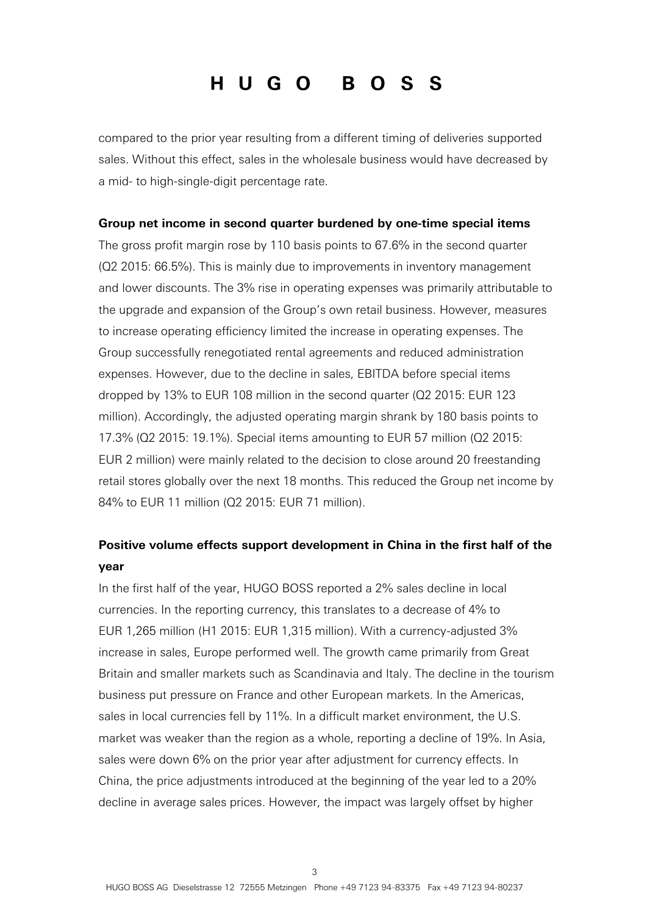compared to the prior year resulting from a different timing of deliveries supported sales. Without this effect, sales in the wholesale business would have decreased by a mid- to high-single-digit percentage rate.

**Group net income in second quarter burdened by one-time special items**

The gross profit margin rose by 110 basis points to 67.6% in the second quarter (Q2 2015: 66.5%). This is mainly due to improvements in inventory management and lower discounts. The 3% rise in operating expenses was primarily attributable to the upgrade and expansion of the Group's own retail business. However, measures to increase operating efficiency limited the increase in operating expenses. The Group successfully renegotiated rental agreements and reduced administration expenses. However, due to the decline in sales, EBITDA before special items dropped by 13% to EUR 108 million in the second quarter (Q2 2015: EUR 123 million). Accordingly, the adjusted operating margin shrank by 180 basis points to 17.3% (Q2 2015: 19.1%). Special items amounting to EUR 57 million (Q2 2015: EUR 2 million) were mainly related to the decision to close around 20 freestanding retail stores globally over the next 18 months. This reduced the Group net income by 84% to EUR 11 million (Q2 2015: EUR 71 million).

**Positive volume effects support development in China in the first half of the year**

In the first half of the year, HUGO BOSS reported a 2% sales decline in local currencies. In the reporting currency, this translates to a decrease of 4% to EUR 1,265 million (H1 2015: EUR 1,315 million). With a currency-adjusted 3% increase in sales, Europe performed well. The growth came primarily from Great Britain and smaller markets such as Scandinavia and Italy. The decline in the tourism business put pressure on France and other European markets. In the Americas, sales in local currencies fell by 11%. In a difficult market environment, the U.S. market was weaker than the region as a whole, reporting a decline of 19%. In Asia, sales were down 6% on the prior year after adjustment for currency effects. In China, the price adjustments introduced at the beginning of the year led to a 20% decline in average sales prices. However, the impact was largely offset by higher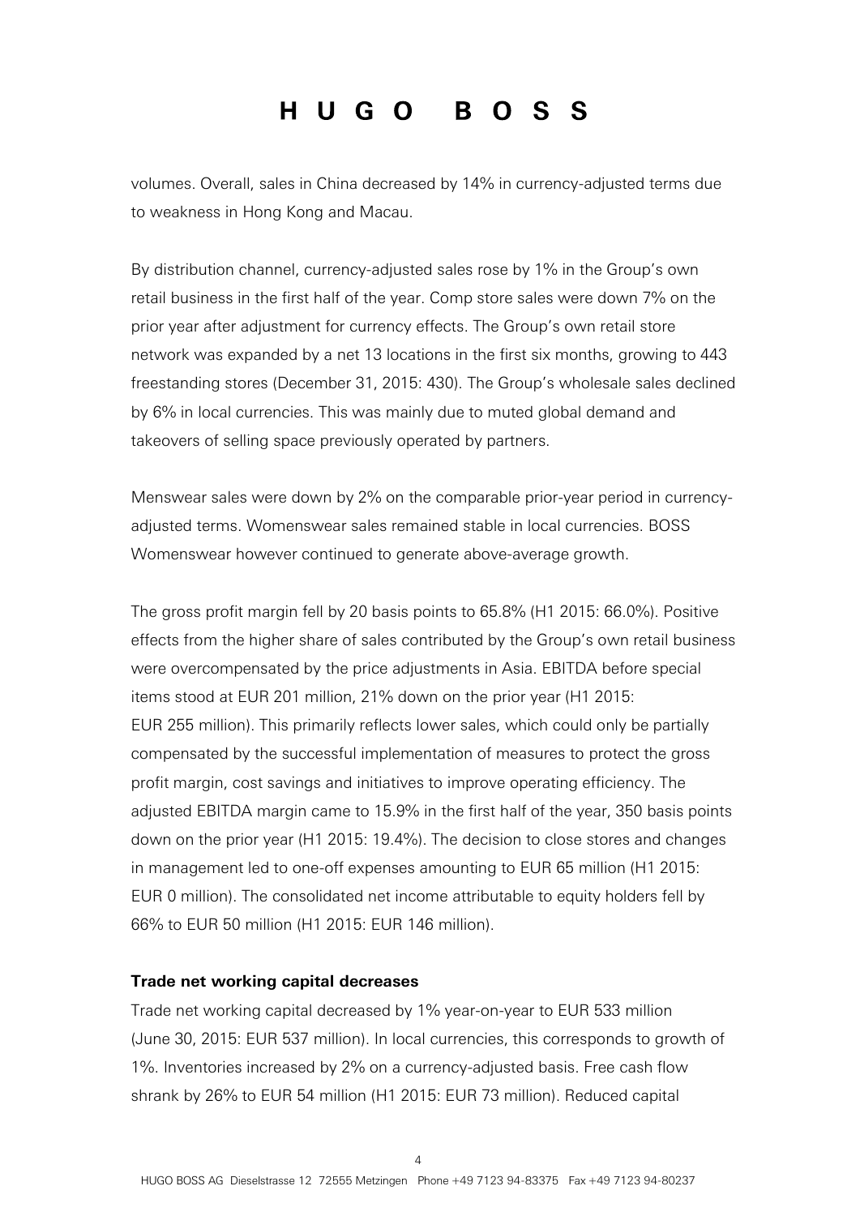volumes. Overall, sales in China decreased by 14% in currency-adjusted terms due to weakness in Hong Kong and Macau.

By distribution channel, currency-adjusted sales rose by 1% in the Group's own retail business in the first half of the year. Comp store sales were down 7% on the prior year after adjustment for currency effects. The Group's own retail store network was expanded by a net 13 locations in the first six months, growing to 443 freestanding stores (December 31, 2015: 430). The Group's wholesale sales declined by 6% in local currencies. This was mainly due to muted global demand and takeovers of selling space previously operated by partners.

Menswear sales were down by 2% on the comparable prior-year period in currency-adjusted terms. Womenswear sales remained stable in local currencies. BOSS Womenswear however continued to generate above-average growth.

The gross profit margin fell by 20 basis points to 65.8% (H1 2015: 66.0%). Positive effects from the higher share of sales contributed by the Group's own retail business were overcompensated by the price adjustments in Asia. EBITDA before special items stood at EUR 201 million, 21% down on the prior year (H1 2015: EUR 255 million). This primarily reflects lower sales, which could only be partially compensated by the successful implementation of measures to protect the gross profit margin, cost savings and initiatives to improve operating efficiency. The adjusted EBITDA margin came to 15.9% in the first half of the year, 350 basis points down on the prior year (H1 2015: 19.4%). The decision to close stores and changes in management led to one-off expenses amounting to EUR 65 million (H1 2015: EUR 0 million). The consolidated net income attributable to equity holders fell by 66% to EUR 50 million (H1 2015: EUR 146 million).

**Trade net working capital decreases**

Trade net working capital decreased by 1% year-on-year to EUR 533 million (June 30, 2015: EUR 537 million). In local currencies, this corresponds to growth of 1%. Inventories increased by 2% on a currency-adjusted basis. Free cash flow shrank by 26% to EUR 54 million (H1 2015: EUR 73 million). Reduced capital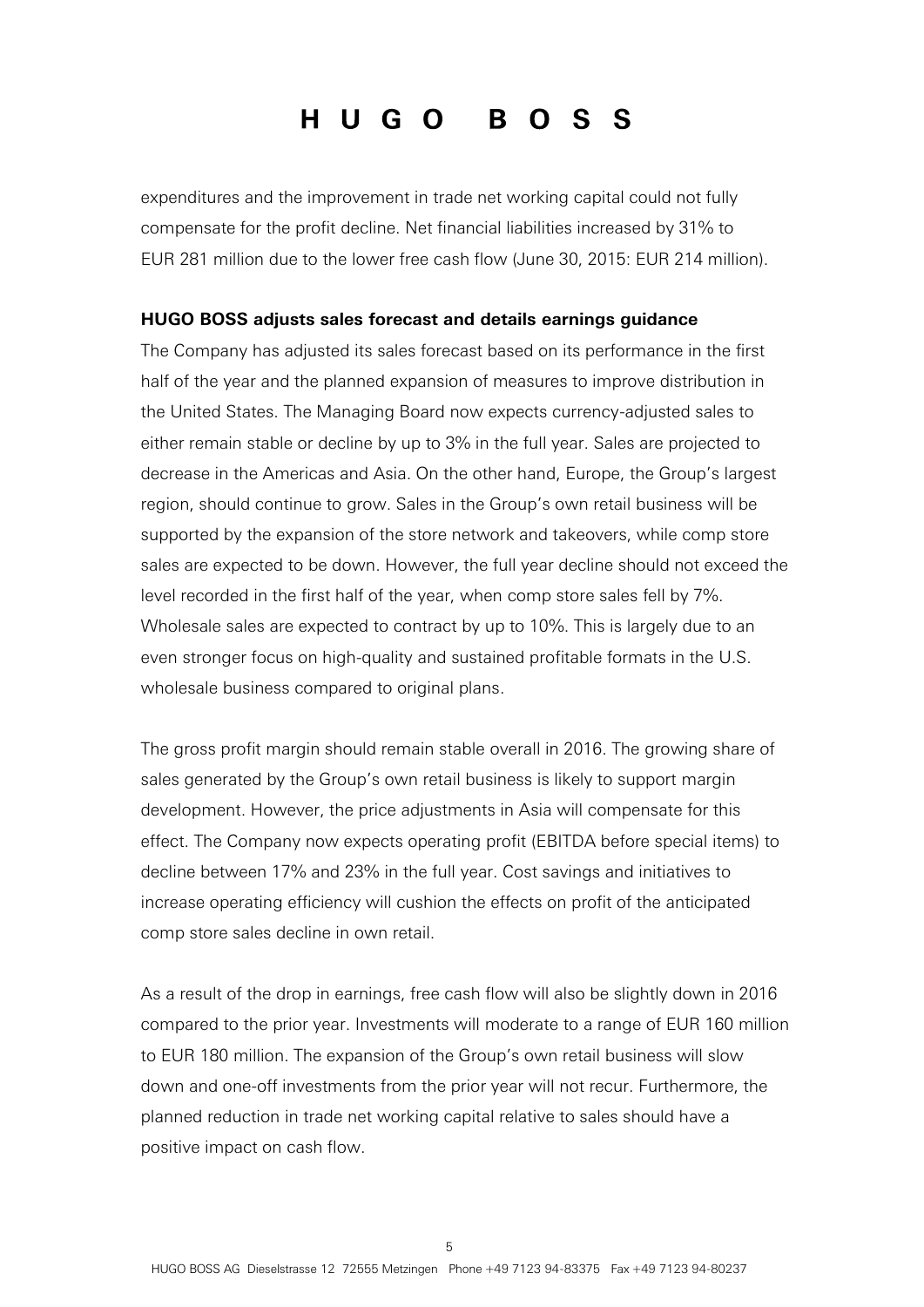expenditures and the improvement in trade net working capital could not fully compensate for the profit decline. Net financial liabilities increased by 31% to EUR 281 million due to the lower free cash flow (June 30, 2015: EUR 214 million).

**HUGO BOSS adjusts sales forecast and details earnings guidance**

The Company has adjusted its sales forecast based on its performance in the first half of the year and the planned expansion of measures to improve distribution in the United States. The Managing Board now expects currency-adjusted sales to either remain stable or decline by up to 3% in the full year. Sales are projected to decrease in the Americas and Asia. On the other hand, Europe, the Group's largest region, should continue to grow. Sales in the Group's own retail business will be supported by the expansion of the store network and takeovers, while comp store sales are expected to be down. However, the full year decline should not exceed the level recorded in the first half of the year, when comp store sales fell by 7%. Wholesale sales are expected to contract by up to 10%. This is largely due to an even stronger focus on high-quality and sustained profitable formats in the U.S. wholesale business compared to original plans.

The gross profit margin should remain stable overall in 2016. The growing share of sales generated by the Group's own retail business is likely to support margin development. However, the price adjustments in Asia will compensate for this effect. The Company now expects operating profit (EBITDA before special items) to decline between 17% and 23% in the full year. Cost savings and initiatives to increase operating efficiency will cushion the effects on profit of the anticipated comp store sales decline in own retail.

As a result of the drop in earnings, free cash flow will also be slightly down in 2016 compared to the prior year. Investments will moderate to a range of EUR 160 million to EUR 180 million. The expansion of the Group's own retail business will slow down and one-off investments from the prior year will not recur. Furthermore, the planned reduction in trade net working capital relative to sales should have a positive impact on cash flow.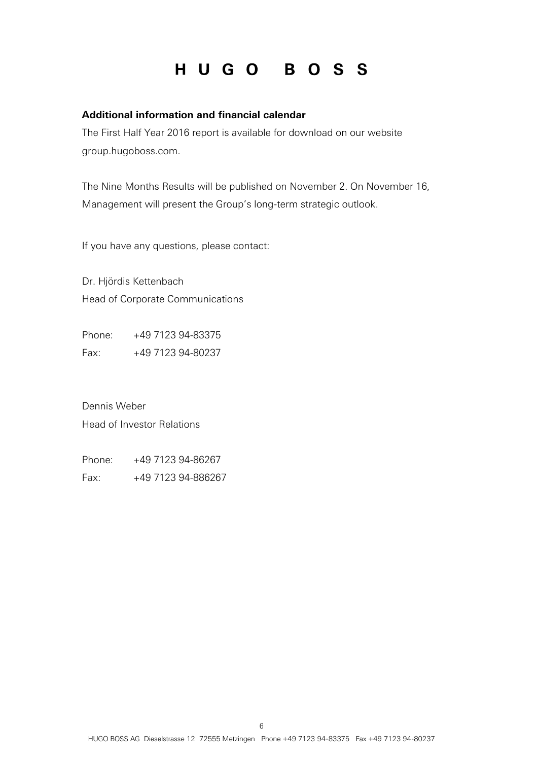# HUGO BOSS

**Additional information and financial calendar**

The First Half Year 2016 report is available for download on our website group.hugoboss.com.

The Nine Months Results will be published on November 2. On November 16, Management will present the Group's long-term strategic outlook.

If you have any questions, please contact:

Dr. Hjördis Kettenbach
Head of Corporate Communications

Phone: +49 7123 94-83375
Fax: +49 7123 94-80237

Dennis Weber
Head of Investor Relations

Phone: +49 7123 94-86267
Fax: +49 7123 94-886267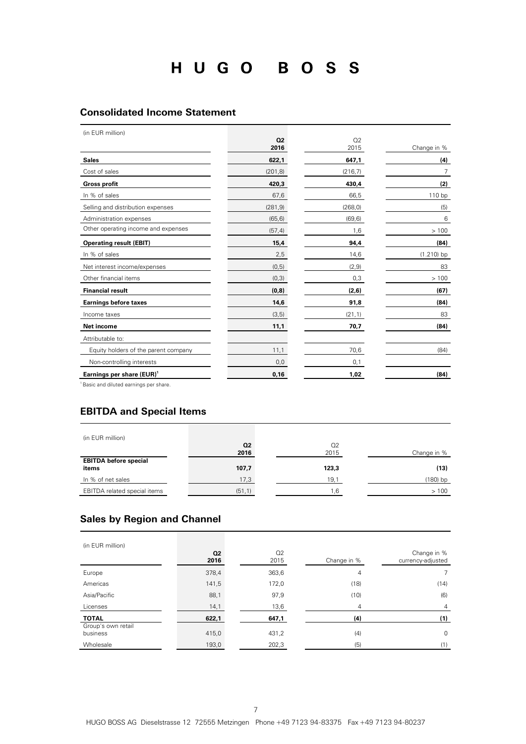# HUGO BOSS

## Consolidated Income Statement

| (in EUR million) | Q2 2016 | Q2 2015 | Change in % |
|---|---|---|---|
| **Sales** | **622,1** | **647,1** | **(4)** |
| Cost of sales | (201,8) | (216,7) | 7 |
| **Gross profit** | **420,3** | **430,4** | **(2)** |
| In % of sales | 67,6 | 66,5 | 110 bp |
| Selling and distribution expenses | (281,9) | (268,0) | (5) |
| Administration expenses | (65,6) | (69,6) | 6 |
| Other operating income and expenses | (57,4) | 1,6 | > 100 |
| **Operating result (EBIT)** | **15,4** | **94,4** | **(84)** |
| In % of sales | 2,5 | 14,6 | (1.210) bp |
| Net interest income/expenses | (0,5) | (2,9) | 83 |
| Other financial items | (0,3) | 0,3 | > 100 |
| **Financial result** | **(0,8)** | **(2,6)** | **(67)** |
| **Earnings before taxes** | **14,6** | **91,8** | **(84)** |
| Income taxes | (3,5) | (21,1) | 83 |
| **Net income** | **11,1** | **70,7** | **(84)** |
| Attributable to: | | | |
| Equity holders of the parent company | 11,1 | 70,6 | (84) |
| Non-controlling interests | 0,0 | 0,1 | |
| **Earnings per share (EUR)[1]** | **0,16** | **1,02** | **(84)** |

[1] Basic and diluted earnings per share.

## EBITDA and Special Items

| (in EUR million) | Q2 2016 | Q2 2015 | Change in % |
|---|---|---|---|
| **EBITDA before special items** | **107,7** | **123,3** | **(13)** |
| In % of net sales | 17,3 | 19,1 | (180) bp |
| EBITDA related special items | (51,1) | 1,6 | > 100 |

## Sales by Region and Channel

| (in EUR million) | Q2 2016 | Q2 2015 | Change in % | Change in % currency-adjusted |
|---|---|---|---|---|
| Europe | 378,4 | 363,6 | 4 | 7 |
| Americas | 141,5 | 172,0 | (18) | (14) |
| Asia/Pacific | 88,1 | 97,9 | (10) | (6) |
| Licenses | 14,1 | 13,6 | 4 | 4 |
| **TOTAL** | **622,1** | **647,1** | **(4)** | **(1)** |
| Group's own retail business | 415,0 | 431,2 | (4) | 0 |
| Wholesale | 193,0 | 202,3 | (5) | (1) |

HUGO BOSS AG Dieselstrasse 12 72555 Metzingen Phone +49 7123 94-83375 Fax +49 7123 94-80237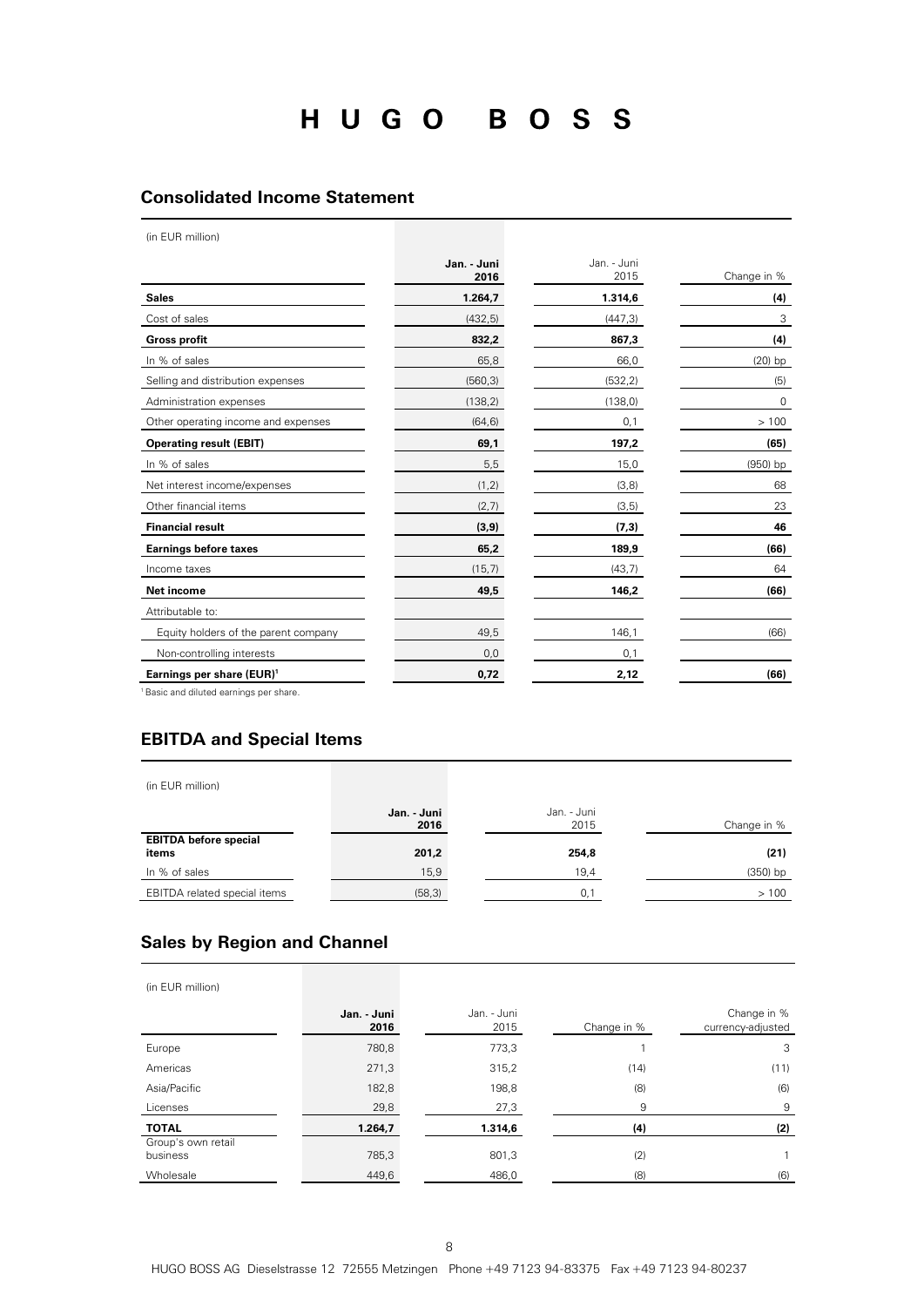# HUGO BOSS

## Consolidated Income Statement

| (in EUR million) | Jan. - Juni 2016 | Jan. - Juni 2015 | Change in % |
|---|---|---|---|
| **Sales** | **1.264,7** | **1.314,6** | **(4)** |
| Cost of sales | (432,5) | (447,3) | 3 |
| **Gross profit** | **832,2** | **867,3** | **(4)** |
| In % of sales | 65,8 | 66,0 | (20) bp |
| Selling and distribution expenses | (560,3) | (532,2) | (5) |
| Administration expenses | (138,2) | (138,0) | 0 |
| Other operating income and expenses | (64,6) | 0,1 | > 100 |
| **Operating result (EBIT)** | **69,1** | **197,2** | **(65)** |
| In % of sales | 5,5 | 15,0 | (950) bp |
| Net interest income/expenses | (1,2) | (3,8) | 68 |
| Other financial items | (2,7) | (3,5) | 23 |
| **Financial result** | **(3,9)** | **(7,3)** | **46** |
| **Earnings before taxes** | **65,2** | **189,9** | **(66)** |
| Income taxes | (15,7) | (43,7) | 64 |
| **Net income** | **49,5** | **146,2** | **(66)** |
| Attributable to: | | | |
| Equity holders of the parent company | 49,5 | 146,1 | (66) |
| Non-controlling interests | 0,0 | 0,1 | |
| **Earnings per share (EUR)[1]** | **0,72** | **2,12** | **(66)** |

[1] Basic and diluted earnings per share.

## EBITDA and Special Items

| (in EUR million) | Jan. - Juni 2016 | Jan. - Juni 2015 | Change in % |
|---|---|---|---|
| **EBITDA before special items** | **201,2** | **254,8** | **(21)** |
| In % of sales | 15,9 | 19,4 | (350) bp |
| EBITDA related special items | (58,3) | 0,1 | > 100 |

## Sales by Region and Channel

| (in EUR million) | Jan. - Juni 2016 | Jan. - Juni 2015 | Change in % | Change in % currency-adjusted |
|---|---|---|---|---|
| Europe | 780,8 | 773,3 | 1 | 3 |
| Americas | 271,3 | 315,2 | (14) | (11) |
| Asia/Pacific | 182,8 | 198,8 | (8) | (6) |
| Licenses | 29,8 | 27,3 | 9 | 9 |
| **TOTAL** | **1.264,7** | **1.314,6** | **(4)** | **(2)** |
| Group's own retail business | 785,3 | 801,3 | (2) | 1 |
| Wholesale | 449,6 | 486,0 | (8) | (6) |

HUGO BOSS AG Dieselstrasse 12 72555 Metzingen Phone +49 7123 94-83375 Fax +49 7123 94-80237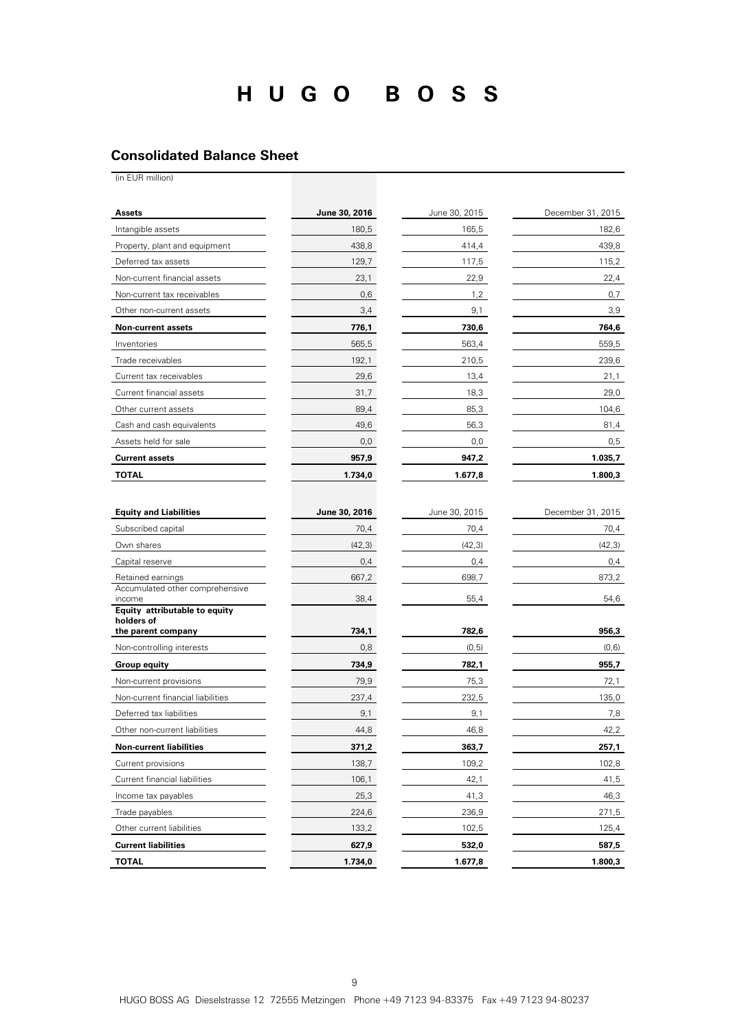# HUGO BOSS

## Consolidated Balance Sheet

(in EUR million)

| Assets | June 30, 2016 | June 30, 2015 | December 31, 2015 |
|---|---|---|---|
| Intangible assets | 180,5 | 165,5 | 182,6 |
| Property, plant and equipment | 438,8 | 414,4 | 439,8 |
| Deferred tax assets | 129,7 | 117,5 | 115,2 |
| Non-current financial assets | 23,1 | 22,9 | 22,4 |
| Non-current tax receivables | 0,6 | 1,2 | 0,7 |
| Other non-current assets | 3,4 | 9,1 | 3,9 |
| **Non-current assets** | **776,1** | **730,6** | **764,6** |
| Inventories | 565,5 | 563,4 | 559,5 |
| Trade receivables | 192,1 | 210,5 | 239,6 |
| Current tax receivables | 29,6 | 13,4 | 21,1 |
| Current financial assets | 31,7 | 18,3 | 29,0 |
| Other current assets | 89,4 | 85,3 | 104,6 |
| Cash and cash equivalents | 49,6 | 56,3 | 81,4 |
| Assets held for sale | 0,0 | 0,0 | 0,5 |
| **Current assets** | **957,9** | **947,2** | **1.035,7** |
| **TOTAL** | **1.734,0** | **1.677,8** | **1.800,3** |

| Equity and Liabilities | June 30, 2016 | June 30, 2015 | December 31, 2015 |
|---|---|---|---|
| Subscribed capital | 70,4 | 70,4 | 70,4 |
| Own shares | (42,3) | (42,3) | (42,3) |
| Capital reserve | 0,4 | 0,4 | 0,4 |
| Retained earnings | 667,2 | 698,7 | 873,2 |
| Accumulated other comprehensive income | 38,4 | 55,4 | 54,6 |
| **Equity attributable to equity holders of the parent company** | **734,1** | **782,6** | **956,3** |
| Non-controlling interests | 0,8 | (0,5) | (0,6) |
| **Group equity** | **734,9** | **782,1** | **955,7** |
| Non-current provisions | 79,9 | 75,3 | 72,1 |
| Non-current financial liabilities | 237,4 | 232,5 | 135,0 |
| Deferred tax liabilities | 9,1 | 9,1 | 7,8 |
| Other non-current liabilities | 44,8 | 46,8 | 42,2 |
| **Non-current liabilities** | **371,2** | **363,7** | **257,1** |
| Current provisions | 138,7 | 109,2 | 102,8 |
| Current financial liabilities | 106,1 | 42,1 | 41,5 |
| Income tax payables | 25,3 | 41,3 | 46,3 |
| Trade payables | 224,6 | 236,9 | 271,5 |
| Other current liabilities | 133,2 | 102,5 | 125,4 |
| **Current liabilities** | **627,9** | **532,0** | **587,5** |
| **TOTAL** | **1.734,0** | **1.677,8** | **1.800,3** |

HUGO BOSS AG Dieselstrasse 12 72555 Metzingen Phone +49 7123 94-83375 Fax +49 7123 94-80237